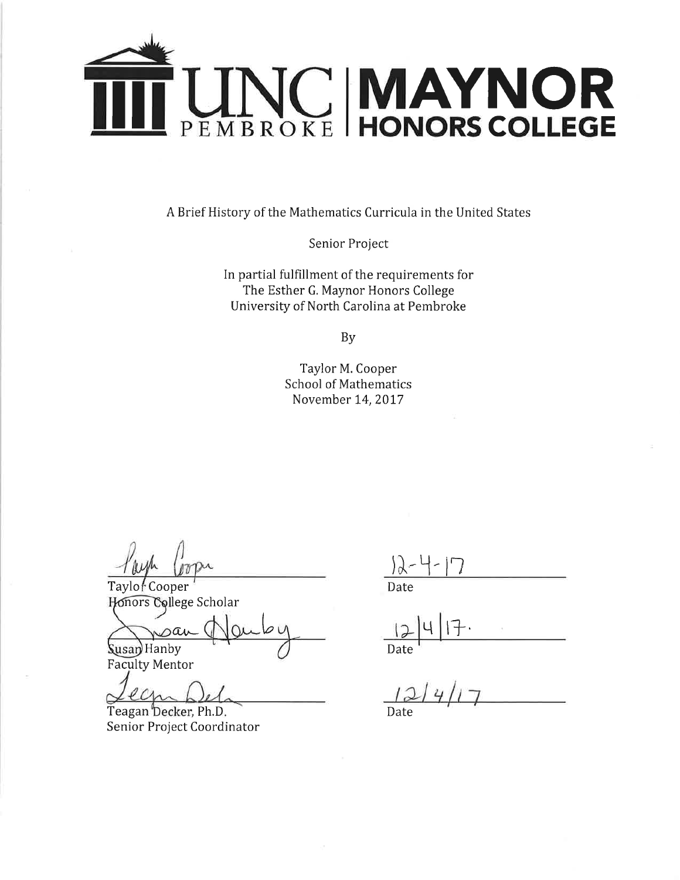UNC PEMBROKE | MAYNOR HONORS COLLEGE

# A Brief History of the Mathematics Curricula in the United States

Senior Project

In partial fulfillment of the requirements for
The Esther G. Maynor Honors College
University of North Carolina at Pembroke

By

Taylor M. Cooper
School of Mathematics
November 14, 2017

| | |
|---|---|
| Taylor Cooper<br>Honors College Scholar | 12-4-17<br>Date |
| Susan Hanby<br>Faculty Mentor | 12/4/17.<br>Date |
| Teagan Decker, Ph.D.<br>Senior Project Coordinator | 12/4/17<br>Date |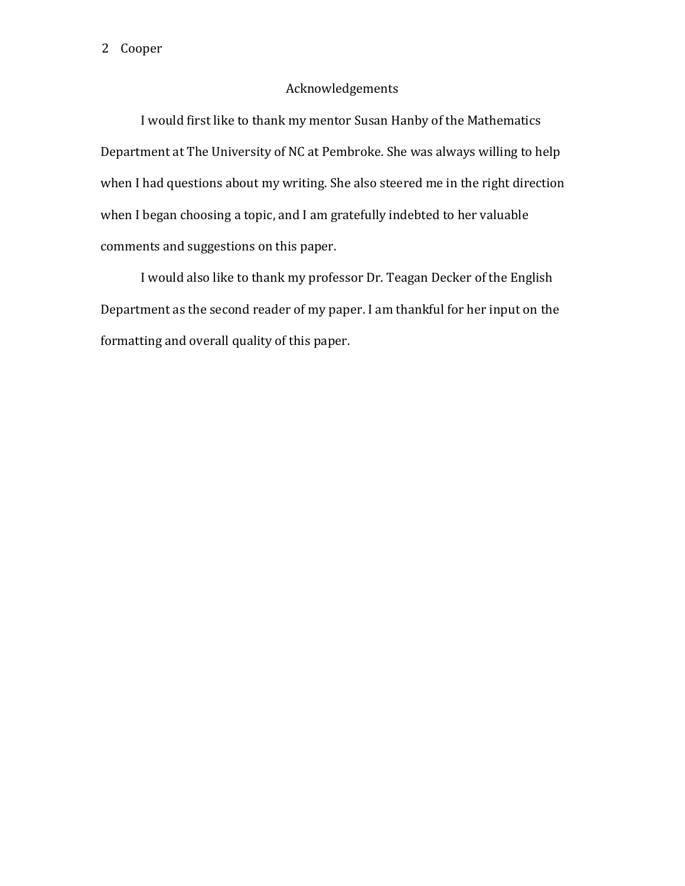## Acknowledgements

I would first like to thank my mentor Susan Hanby of the Mathematics Department at The University of NC at Pembroke. She was always willing to help when I had questions about my writing. She also steered me in the right direction when I began choosing a topic, and I am gratefully indebted to her valuable comments and suggestions on this paper.

I would also like to thank my professor Dr. Teagan Decker of the English Department as the second reader of my paper. I am thankful for her input on the formatting and overall quality of this paper.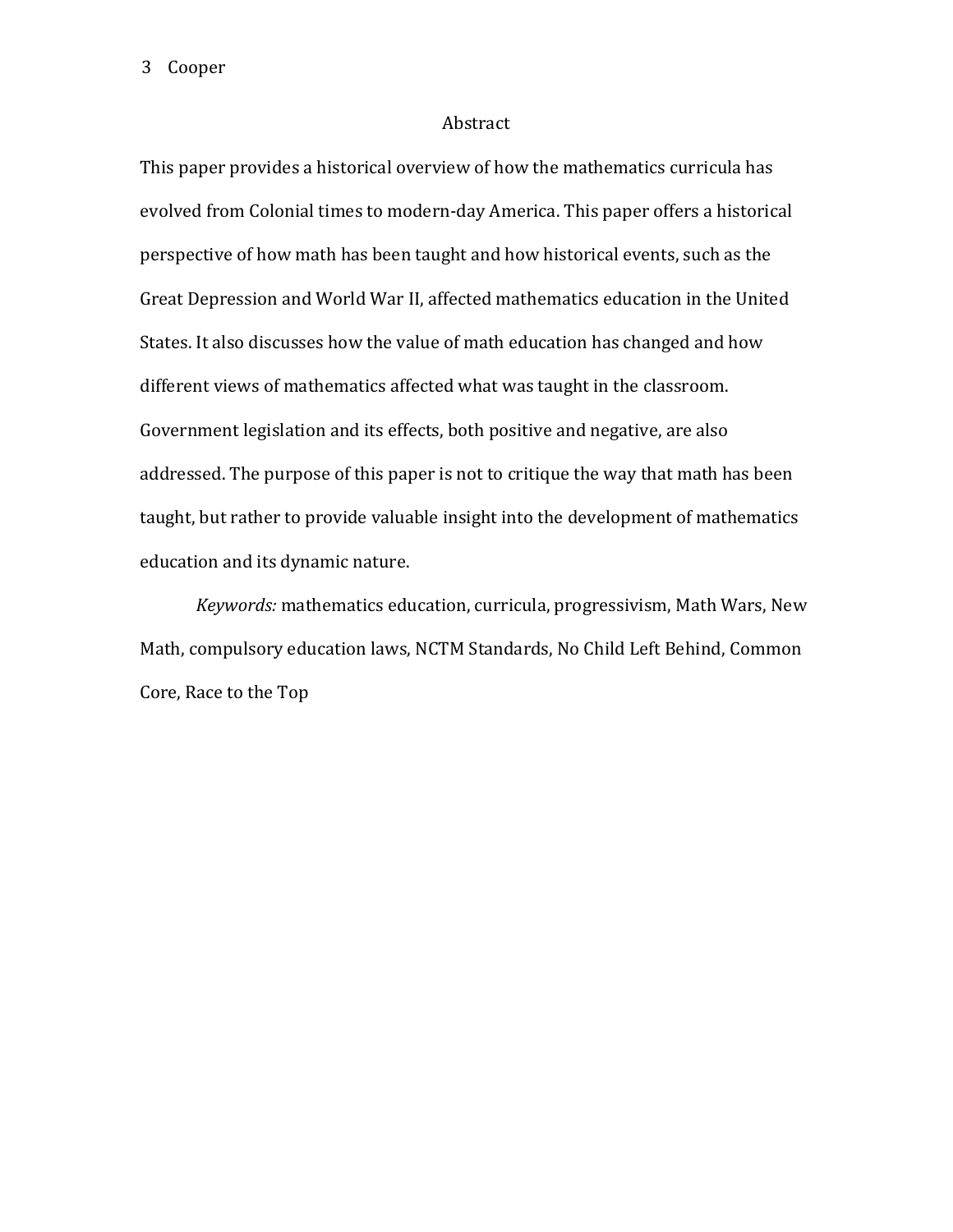# Abstract

This paper provides a historical overview of how the mathematics curricula has evolved from Colonial times to modern-day America. This paper offers a historical perspective of how math has been taught and how historical events, such as the Great Depression and World War II, affected mathematics education in the United States. It also discusses how the value of math education has changed and how different views of mathematics affected what was taught in the classroom. Government legislation and its effects, both positive and negative, are also addressed. The purpose of this paper is not to critique the way that math has been taught, but rather to provide valuable insight into the development of mathematics education and its dynamic nature.

*Keywords:* mathematics education, curricula, progressivism, Math Wars, New Math, compulsory education laws, NCTM Standards, No Child Left Behind, Common Core, Race to the Top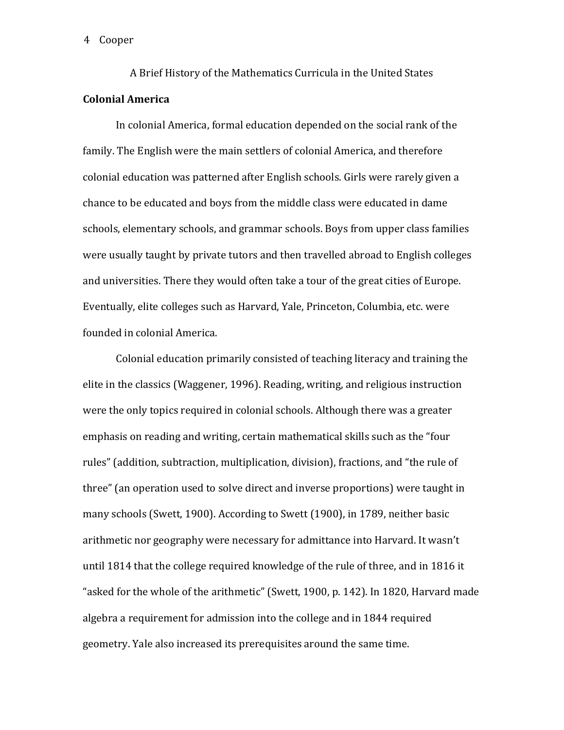A Brief History of the Mathematics Curricula in the United States

## Colonial America

In colonial America, formal education depended on the social rank of the family. The English were the main settlers of colonial America, and therefore colonial education was patterned after English schools. Girls were rarely given a chance to be educated and boys from the middle class were educated in dame schools, elementary schools, and grammar schools. Boys from upper class families were usually taught by private tutors and then travelled abroad to English colleges and universities. There they would often take a tour of the great cities of Europe. Eventually, elite colleges such as Harvard, Yale, Princeton, Columbia, etc. were founded in colonial America.

Colonial education primarily consisted of teaching literacy and training the elite in the classics (Waggener, 1996). Reading, writing, and religious instruction were the only topics required in colonial schools. Although there was a greater emphasis on reading and writing, certain mathematical skills such as the "four rules" (addition, subtraction, multiplication, division), fractions, and "the rule of three" (an operation used to solve direct and inverse proportions) were taught in many schools (Swett, 1900). According to Swett (1900), in 1789, neither basic arithmetic nor geography were necessary for admittance into Harvard. It wasn't until 1814 that the college required knowledge of the rule of three, and in 1816 it "asked for the whole of the arithmetic" (Swett, 1900, p. 142). In 1820, Harvard made algebra a requirement for admission into the college and in 1844 required geometry. Yale also increased its prerequisites around the same time.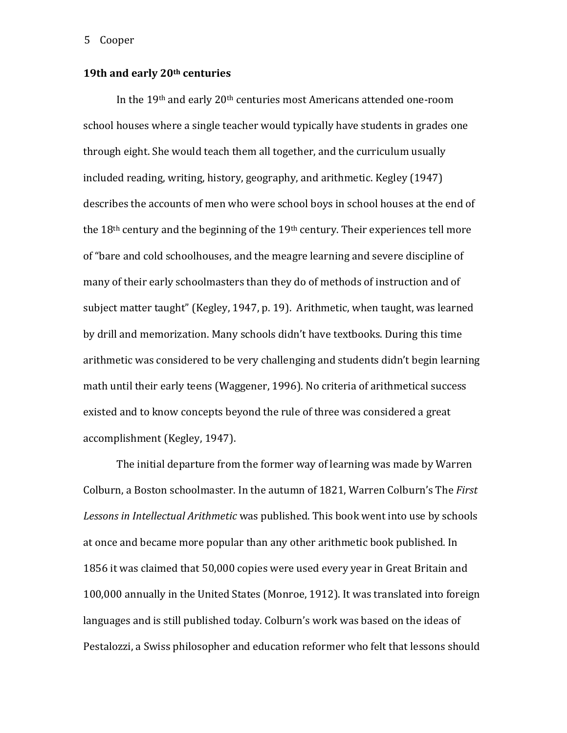**19th and early 20th centuries**

In the 19th and early 20th centuries most Americans attended one-room school houses where a single teacher would typically have students in grades one through eight. She would teach them all together, and the curriculum usually included reading, writing, history, geography, and arithmetic. Kegley (1947) describes the accounts of men who were school boys in school houses at the end of the 18th century and the beginning of the 19th century. Their experiences tell more of "bare and cold schoolhouses, and the meagre learning and severe discipline of many of their early schoolmasters than they do of methods of instruction and of subject matter taught" (Kegley, 1947, p. 19). Arithmetic, when taught, was learned by drill and memorization. Many schools didn't have textbooks. During this time arithmetic was considered to be very challenging and students didn't begin learning math until their early teens (Waggener, 1996). No criteria of arithmetical success existed and to know concepts beyond the rule of three was considered a great accomplishment (Kegley, 1947).

The initial departure from the former way of learning was made by Warren Colburn, a Boston schoolmaster. In the autumn of 1821, Warren Colburn's The *First Lessons in Intellectual Arithmetic* was published. This book went into use by schools at once and became more popular than any other arithmetic book published. In 1856 it was claimed that 50,000 copies were used every year in Great Britain and 100,000 annually in the United States (Monroe, 1912). It was translated into foreign languages and is still published today. Colburn's work was based on the ideas of Pestalozzi, a Swiss philosopher and education reformer who felt that lessons should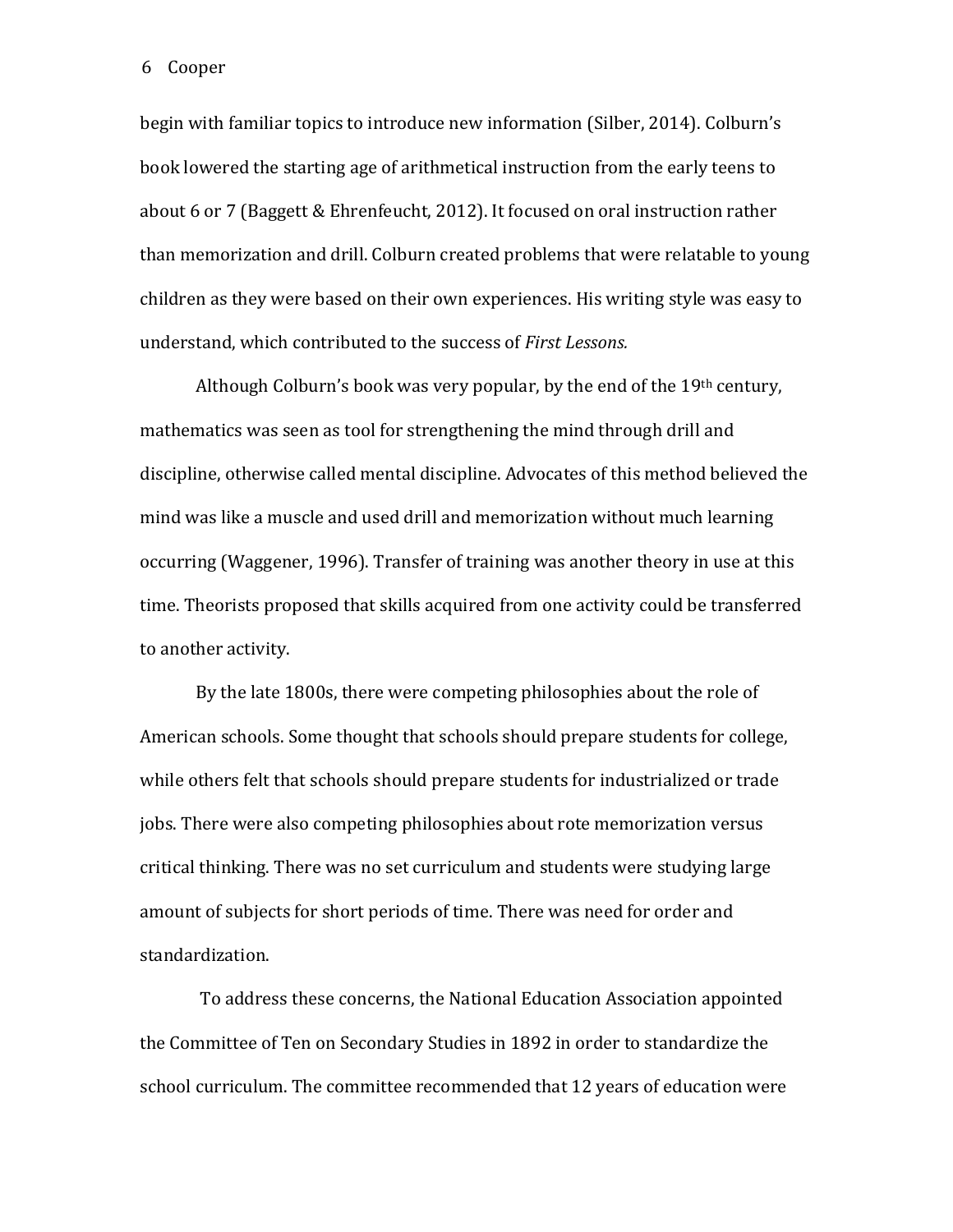begin with familiar topics to introduce new information (Silber, 2014). Colburn's book lowered the starting age of arithmetical instruction from the early teens to about 6 or 7 (Baggett & Ehrenfeucht, 2012). It focused on oral instruction rather than memorization and drill. Colburn created problems that were relatable to young children as they were based on their own experiences. His writing style was easy to understand, which contributed to the success of *First Lessons.*

Although Colburn's book was very popular, by the end of the 19th century, mathematics was seen as tool for strengthening the mind through drill and discipline, otherwise called mental discipline. Advocates of this method believed the mind was like a muscle and used drill and memorization without much learning occurring (Waggener, 1996). Transfer of training was another theory in use at this time. Theorists proposed that skills acquired from one activity could be transferred to another activity.

By the late 1800s, there were competing philosophies about the role of American schools. Some thought that schools should prepare students for college, while others felt that schools should prepare students for industrialized or trade jobs. There were also competing philosophies about rote memorization versus critical thinking. There was no set curriculum and students were studying large amount of subjects for short periods of time. There was need for order and standardization.

To address these concerns, the National Education Association appointed the Committee of Ten on Secondary Studies in 1892 in order to standardize the school curriculum. The committee recommended that 12 years of education were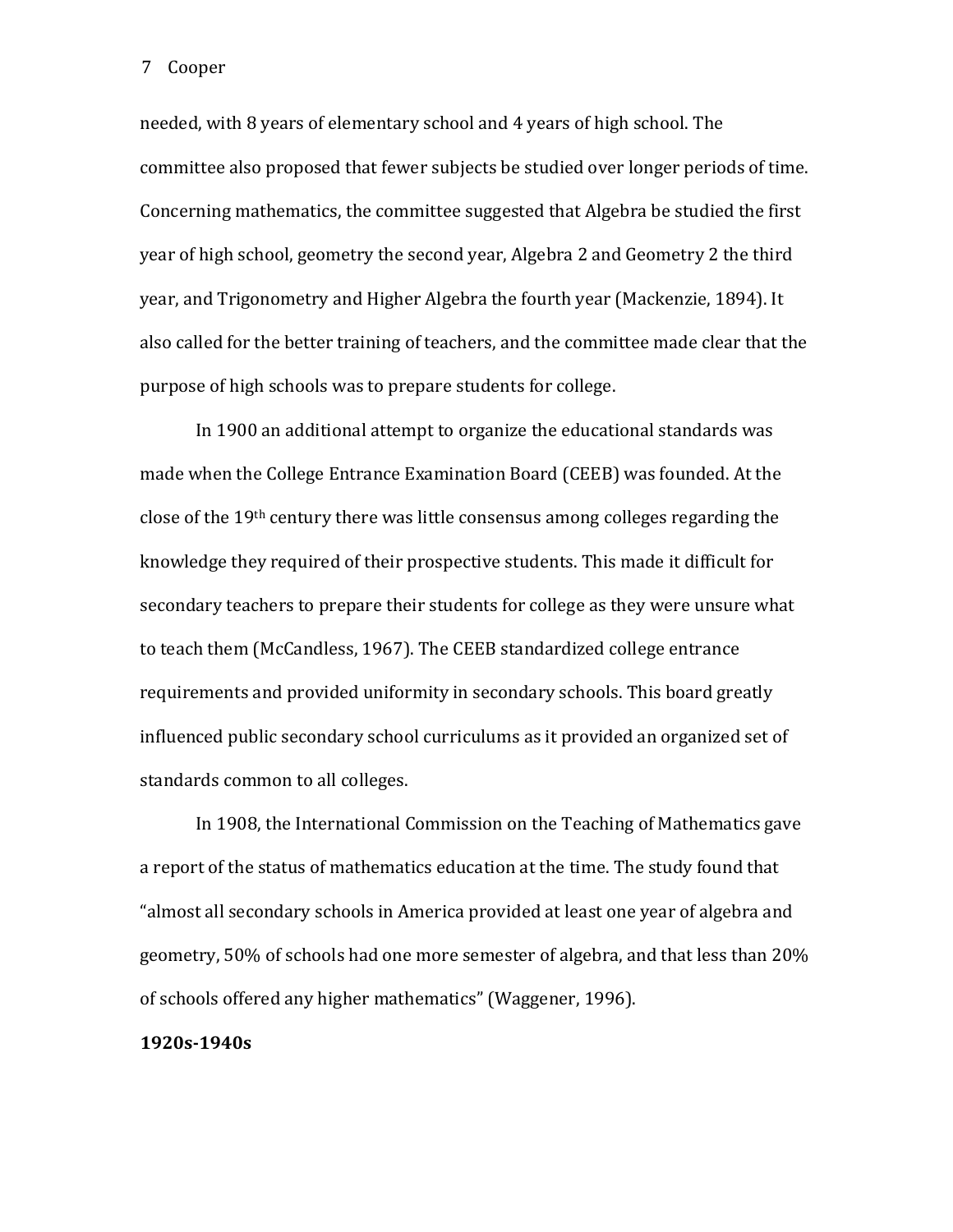needed, with 8 years of elementary school and 4 years of high school. The committee also proposed that fewer subjects be studied over longer periods of time. Concerning mathematics, the committee suggested that Algebra be studied the first year of high school, geometry the second year, Algebra 2 and Geometry 2 the third year, and Trigonometry and Higher Algebra the fourth year (Mackenzie, 1894). It also called for the better training of teachers, and the committee made clear that the purpose of high schools was to prepare students for college.

In 1900 an additional attempt to organize the educational standards was made when the College Entrance Examination Board (CEEB) was founded. At the close of the 19th century there was little consensus among colleges regarding the knowledge they required of their prospective students. This made it difficult for secondary teachers to prepare their students for college as they were unsure what to teach them (McCandless, 1967). The CEEB standardized college entrance requirements and provided uniformity in secondary schools. This board greatly influenced public secondary school curriculums as it provided an organized set of standards common to all colleges.

In 1908, the International Commission on the Teaching of Mathematics gave a report of the status of mathematics education at the time. The study found that "almost all secondary schools in America provided at least one year of algebra and geometry, 50% of schools had one more semester of algebra, and that less than 20% of schools offered any higher mathematics" (Waggener, 1996).

**1920s-1940s**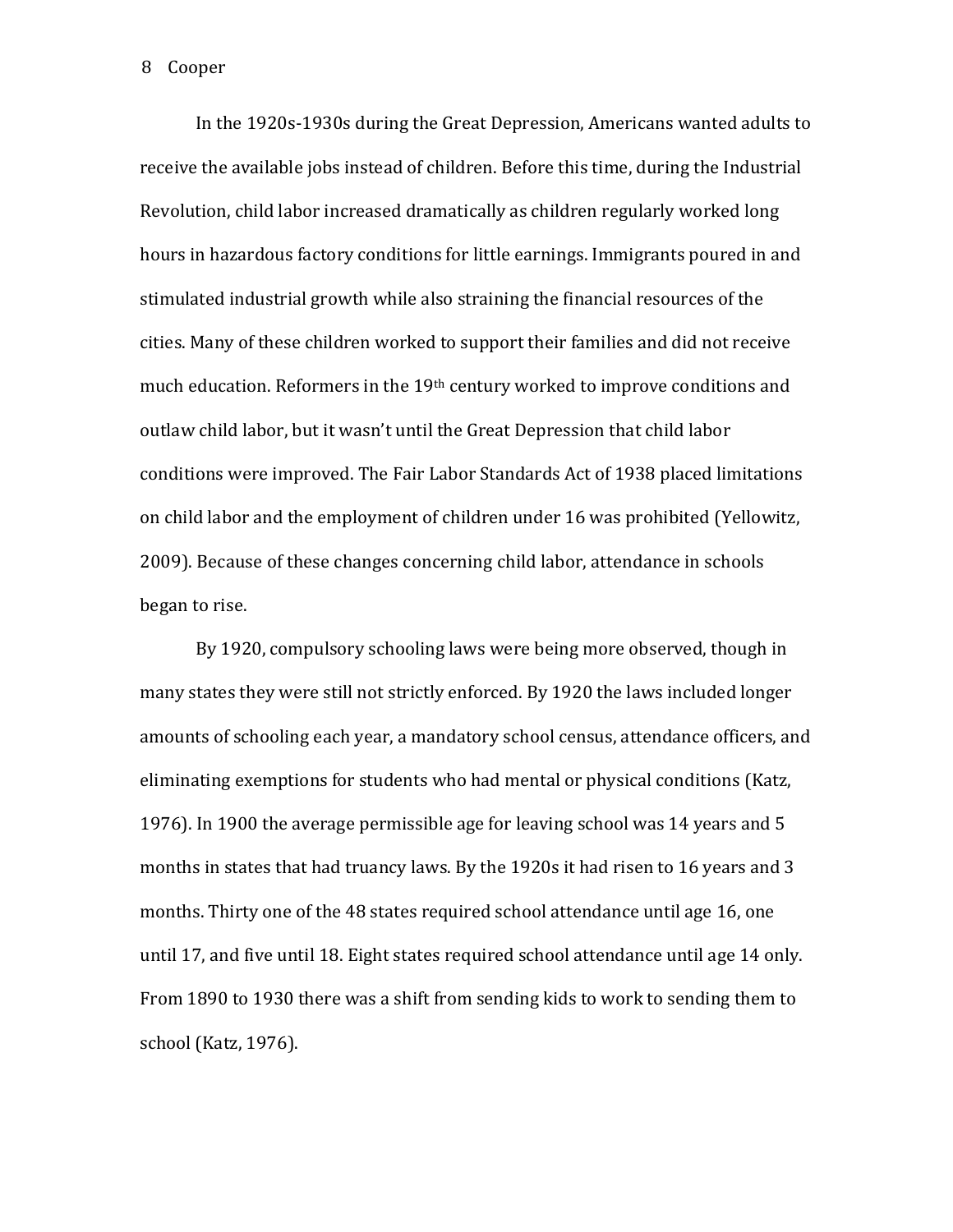In the 1920s-1930s during the Great Depression, Americans wanted adults to receive the available jobs instead of children. Before this time, during the Industrial Revolution, child labor increased dramatically as children regularly worked long hours in hazardous factory conditions for little earnings. Immigrants poured in and stimulated industrial growth while also straining the financial resources of the cities. Many of these children worked to support their families and did not receive much education. Reformers in the 19th century worked to improve conditions and outlaw child labor, but it wasn't until the Great Depression that child labor conditions were improved. The Fair Labor Standards Act of 1938 placed limitations on child labor and the employment of children under 16 was prohibited (Yellowitz, 2009). Because of these changes concerning child labor, attendance in schools began to rise.

By 1920, compulsory schooling laws were being more observed, though in many states they were still not strictly enforced. By 1920 the laws included longer amounts of schooling each year, a mandatory school census, attendance officers, and eliminating exemptions for students who had mental or physical conditions (Katz, 1976). In 1900 the average permissible age for leaving school was 14 years and 5 months in states that had truancy laws. By the 1920s it had risen to 16 years and 3 months. Thirty one of the 48 states required school attendance until age 16, one until 17, and five until 18. Eight states required school attendance until age 14 only. From 1890 to 1930 there was a shift from sending kids to work to sending them to school (Katz, 1976).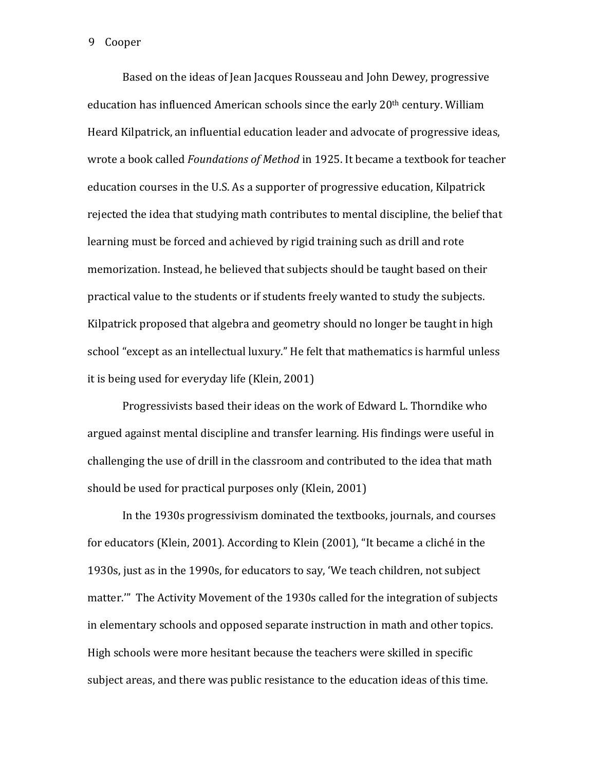Based on the ideas of Jean Jacques Rousseau and John Dewey, progressive education has influenced American schools since the early 20th century. William Heard Kilpatrick, an influential education leader and advocate of progressive ideas, wrote a book called *Foundations of Method* in 1925. It became a textbook for teacher education courses in the U.S. As a supporter of progressive education, Kilpatrick rejected the idea that studying math contributes to mental discipline, the belief that learning must be forced and achieved by rigid training such as drill and rote memorization. Instead, he believed that subjects should be taught based on their practical value to the students or if students freely wanted to study the subjects. Kilpatrick proposed that algebra and geometry should no longer be taught in high school "except as an intellectual luxury." He felt that mathematics is harmful unless it is being used for everyday life (Klein, 2001)

Progressivists based their ideas on the work of Edward L. Thorndike who argued against mental discipline and transfer learning. His findings were useful in challenging the use of drill in the classroom and contributed to the idea that math should be used for practical purposes only (Klein, 2001)

In the 1930s progressivism dominated the textbooks, journals, and courses for educators (Klein, 2001). According to Klein (2001), "It became a cliché in the 1930s, just as in the 1990s, for educators to say, 'We teach children, not subject matter.'" The Activity Movement of the 1930s called for the integration of subjects in elementary schools and opposed separate instruction in math and other topics. High schools were more hesitant because the teachers were skilled in specific subject areas, and there was public resistance to the education ideas of this time.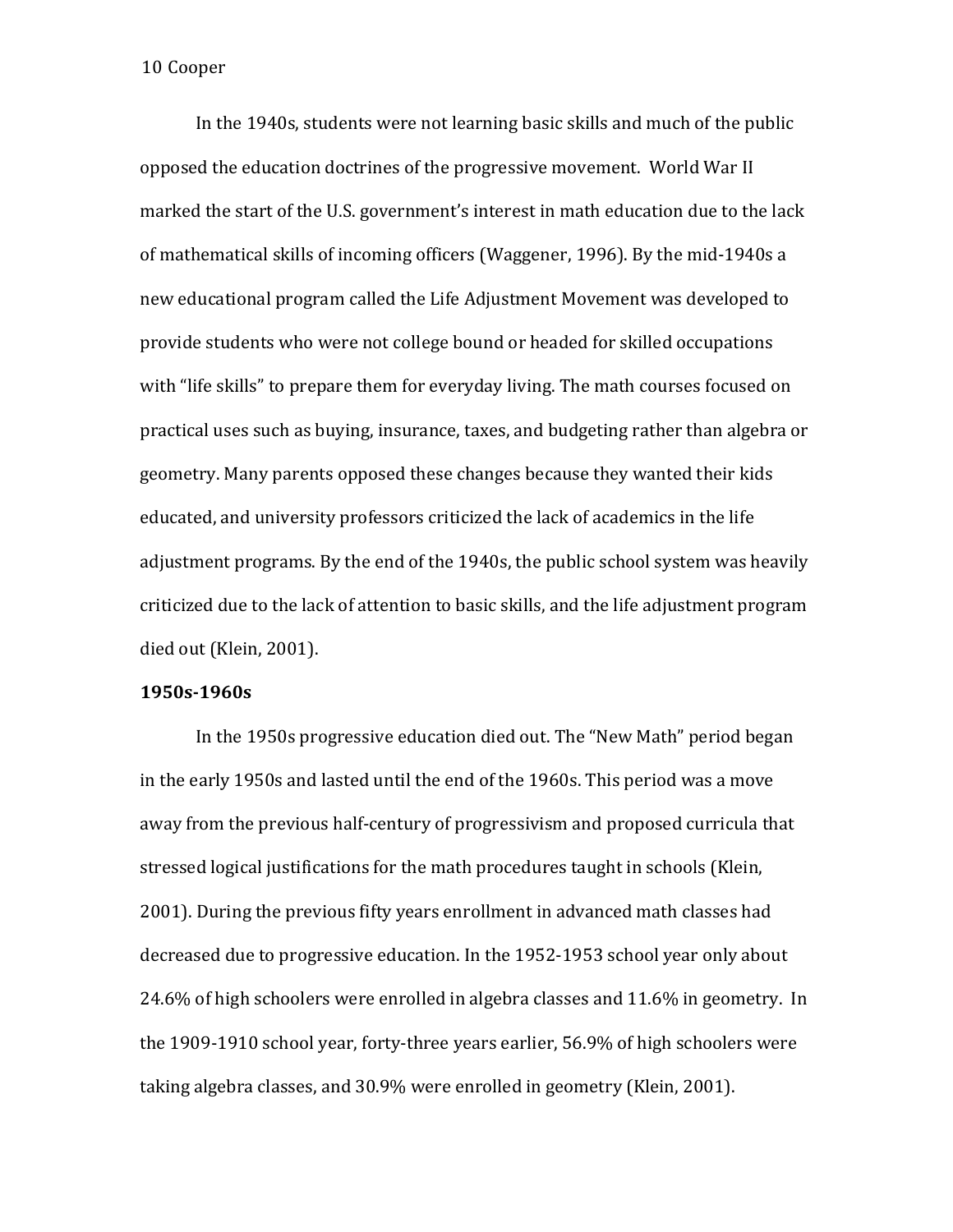In the 1940s, students were not learning basic skills and much of the public opposed the education doctrines of the progressive movement. World War II marked the start of the U.S. government's interest in math education due to the lack of mathematical skills of incoming officers (Waggener, 1996). By the mid-1940s a new educational program called the Life Adjustment Movement was developed to provide students who were not college bound or headed for skilled occupations with "life skills" to prepare them for everyday living. The math courses focused on practical uses such as buying, insurance, taxes, and budgeting rather than algebra or geometry. Many parents opposed these changes because they wanted their kids educated, and university professors criticized the lack of academics in the life adjustment programs. By the end of the 1940s, the public school system was heavily criticized due to the lack of attention to basic skills, and the life adjustment program died out (Klein, 2001).

**1950s-1960s**

In the 1950s progressive education died out. The "New Math" period began in the early 1950s and lasted until the end of the 1960s. This period was a move away from the previous half-century of progressivism and proposed curricula that stressed logical justifications for the math procedures taught in schools (Klein, 2001). During the previous fifty years enrollment in advanced math classes had decreased due to progressive education. In the 1952-1953 school year only about 24.6% of high schoolers were enrolled in algebra classes and 11.6% in geometry. In the 1909-1910 school year, forty-three years earlier, 56.9% of high schoolers were taking algebra classes, and 30.9% were enrolled in geometry (Klein, 2001).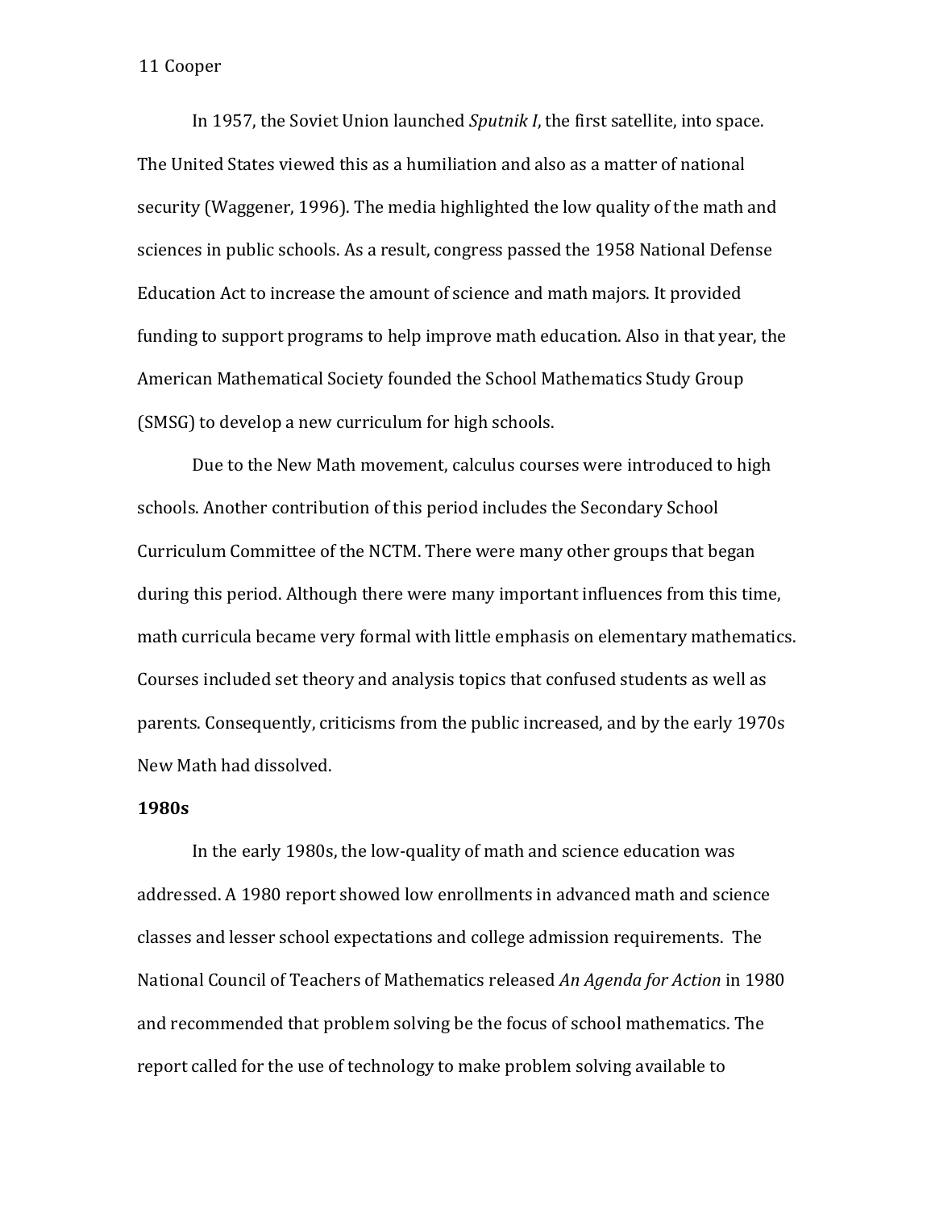In 1957, the Soviet Union launched *Sputnik I*, the first satellite, into space. The United States viewed this as a humiliation and also as a matter of national security (Waggener, 1996). The media highlighted the low quality of the math and sciences in public schools. As a result, congress passed the 1958 National Defense Education Act to increase the amount of science and math majors. It provided funding to support programs to help improve math education. Also in that year, the American Mathematical Society founded the School Mathematics Study Group (SMSG) to develop a new curriculum for high schools.

Due to the New Math movement, calculus courses were introduced to high schools. Another contribution of this period includes the Secondary School Curriculum Committee of the NCTM. There were many other groups that began during this period. Although there were many important influences from this time, math curricula became very formal with little emphasis on elementary mathematics. Courses included set theory and analysis topics that confused students as well as parents. Consequently, criticisms from the public increased, and by the early 1970s New Math had dissolved.

**1980s**

In the early 1980s, the low-quality of math and science education was addressed. A 1980 report showed low enrollments in advanced math and science classes and lesser school expectations and college admission requirements. The National Council of Teachers of Mathematics released *An Agenda for Action* in 1980 and recommended that problem solving be the focus of school mathematics. The report called for the use of technology to make problem solving available to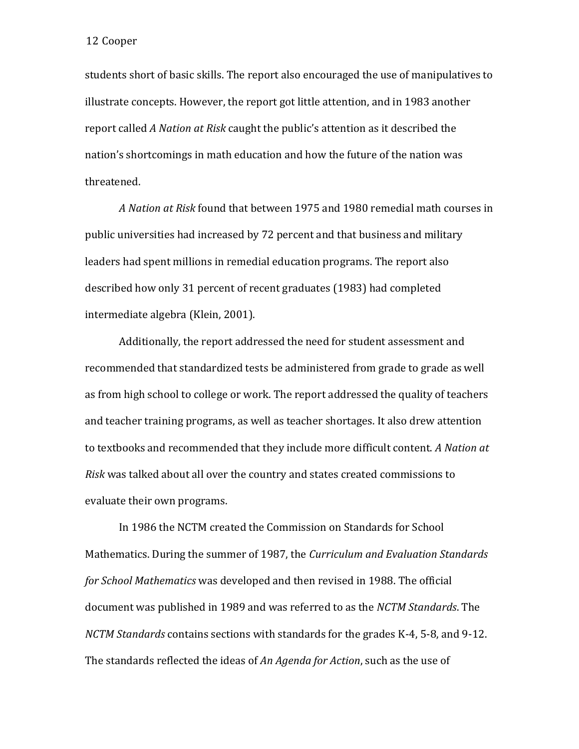students short of basic skills. The report also encouraged the use of manipulatives to illustrate concepts. However, the report got little attention, and in 1983 another report called *A Nation at Risk* caught the public's attention as it described the nation's shortcomings in math education and how the future of the nation was threatened.

*A Nation at Risk* found that between 1975 and 1980 remedial math courses in public universities had increased by 72 percent and that business and military leaders had spent millions in remedial education programs. The report also described how only 31 percent of recent graduates (1983) had completed intermediate algebra (Klein, 2001).

Additionally, the report addressed the need for student assessment and recommended that standardized tests be administered from grade to grade as well as from high school to college or work. The report addressed the quality of teachers and teacher training programs, as well as teacher shortages. It also drew attention to textbooks and recommended that they include more difficult content. *A Nation at Risk* was talked about all over the country and states created commissions to evaluate their own programs.

In 1986 the NCTM created the Commission on Standards for School Mathematics. During the summer of 1987, the *Curriculum and Evaluation Standards for School Mathematics* was developed and then revised in 1988. The official document was published in 1989 and was referred to as the *NCTM Standards*. The *NCTM Standards* contains sections with standards for the grades K-4, 5-8, and 9-12. The standards reflected the ideas of *An Agenda for Action*, such as the use of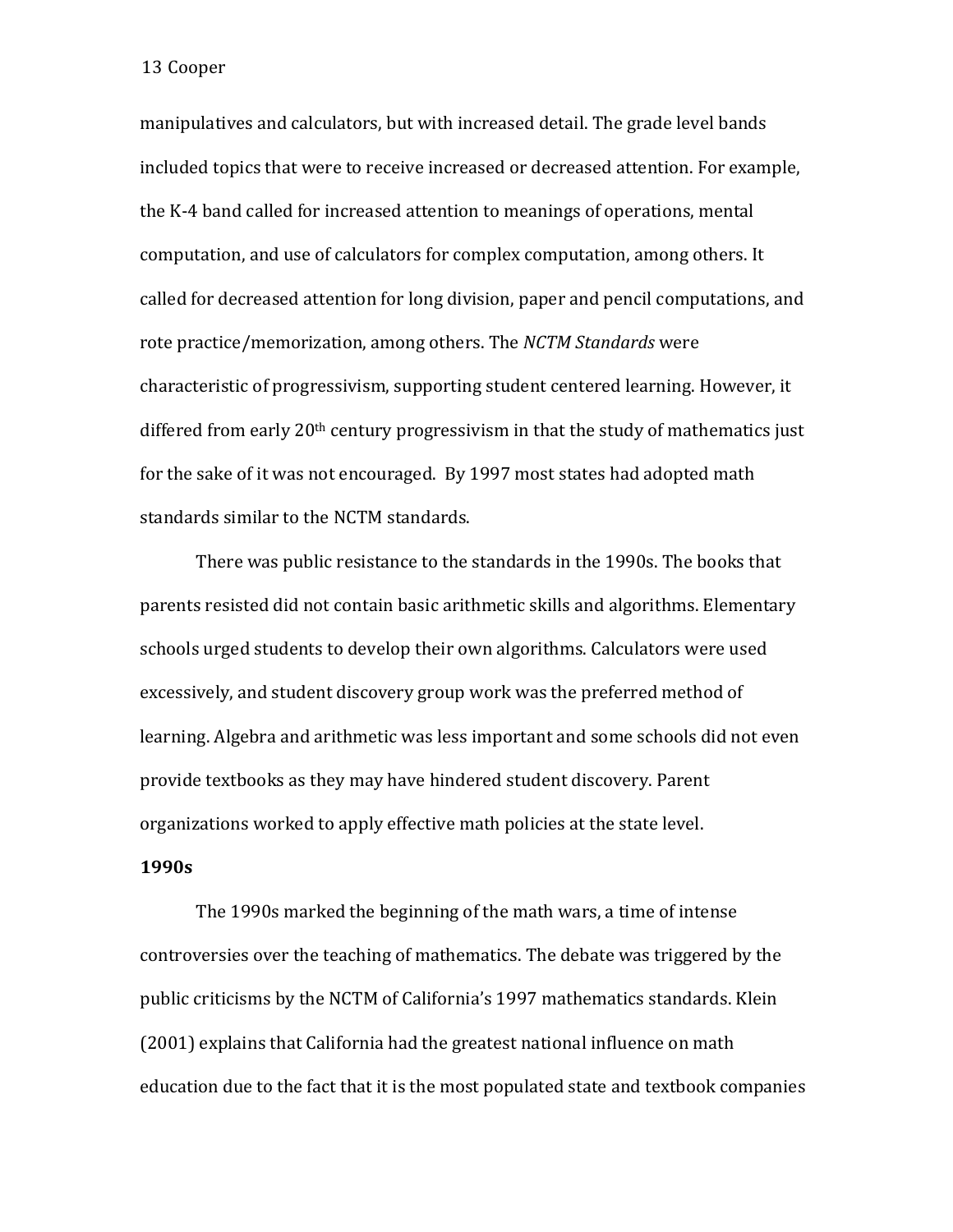manipulatives and calculators, but with increased detail. The grade level bands included topics that were to receive increased or decreased attention. For example, the K-4 band called for increased attention to meanings of operations, mental computation, and use of calculators for complex computation, among others. It called for decreased attention for long division, paper and pencil computations, and rote practice/memorization, among others. The *NCTM Standards* were characteristic of progressivism, supporting student centered learning. However, it differed from early 20th century progressivism in that the study of mathematics just for the sake of it was not encouraged. By 1997 most states had adopted math standards similar to the NCTM standards.

There was public resistance to the standards in the 1990s. The books that parents resisted did not contain basic arithmetic skills and algorithms. Elementary schools urged students to develop their own algorithms. Calculators were used excessively, and student discovery group work was the preferred method of learning. Algebra and arithmetic was less important and some schools did not even provide textbooks as they may have hindered student discovery. Parent organizations worked to apply effective math policies at the state level.

**1990s**

The 1990s marked the beginning of the math wars, a time of intense controversies over the teaching of mathematics. The debate was triggered by the public criticisms by the NCTM of California's 1997 mathematics standards. Klein (2001) explains that California had the greatest national influence on math education due to the fact that it is the most populated state and textbook companies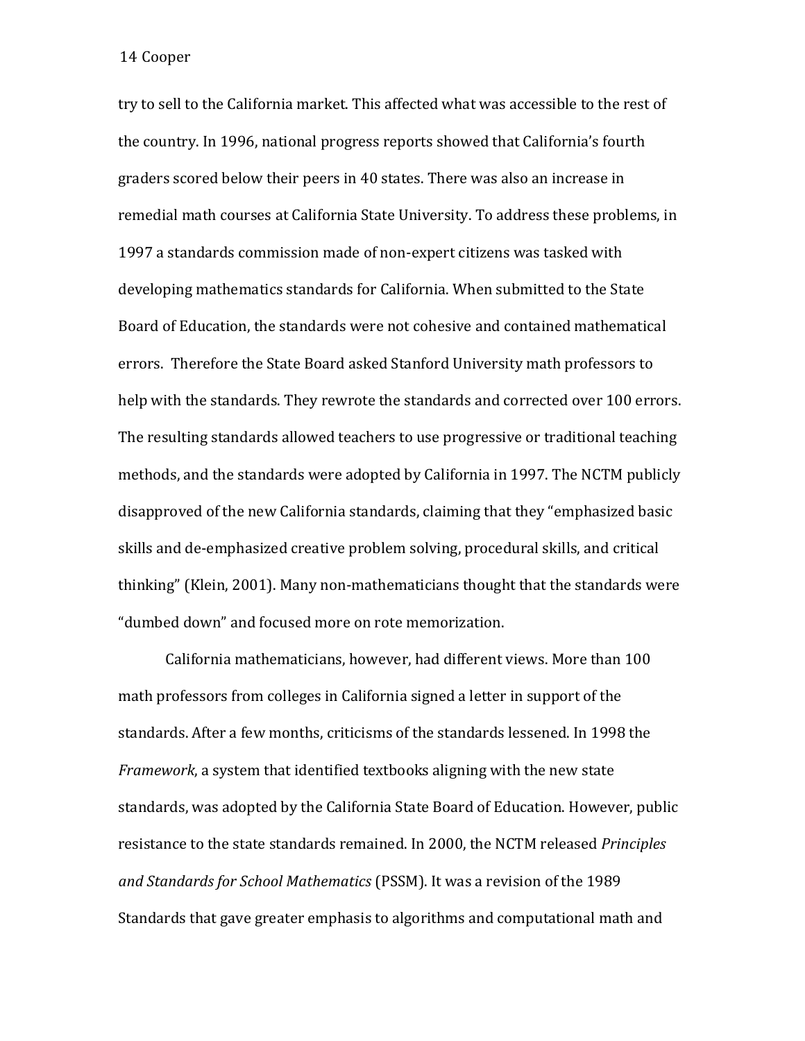try to sell to the California market. This affected what was accessible to the rest of the country. In 1996, national progress reports showed that California's fourth graders scored below their peers in 40 states. There was also an increase in remedial math courses at California State University. To address these problems, in 1997 a standards commission made of non-expert citizens was tasked with developing mathematics standards for California. When submitted to the State Board of Education, the standards were not cohesive and contained mathematical errors. Therefore the State Board asked Stanford University math professors to help with the standards. They rewrote the standards and corrected over 100 errors. The resulting standards allowed teachers to use progressive or traditional teaching methods, and the standards were adopted by California in 1997. The NCTM publicly disapproved of the new California standards, claiming that they "emphasized basic skills and de-emphasized creative problem solving, procedural skills, and critical thinking" (Klein, 2001). Many non-mathematicians thought that the standards were "dumbed down" and focused more on rote memorization.

California mathematicians, however, had different views. More than 100 math professors from colleges in California signed a letter in support of the standards. After a few months, criticisms of the standards lessened. In 1998 the *Framework*, a system that identified textbooks aligning with the new state standards, was adopted by the California State Board of Education. However, public resistance to the state standards remained. In 2000, the NCTM released *Principles and Standards for School Mathematics* (PSSM). It was a revision of the 1989 Standards that gave greater emphasis to algorithms and computational math and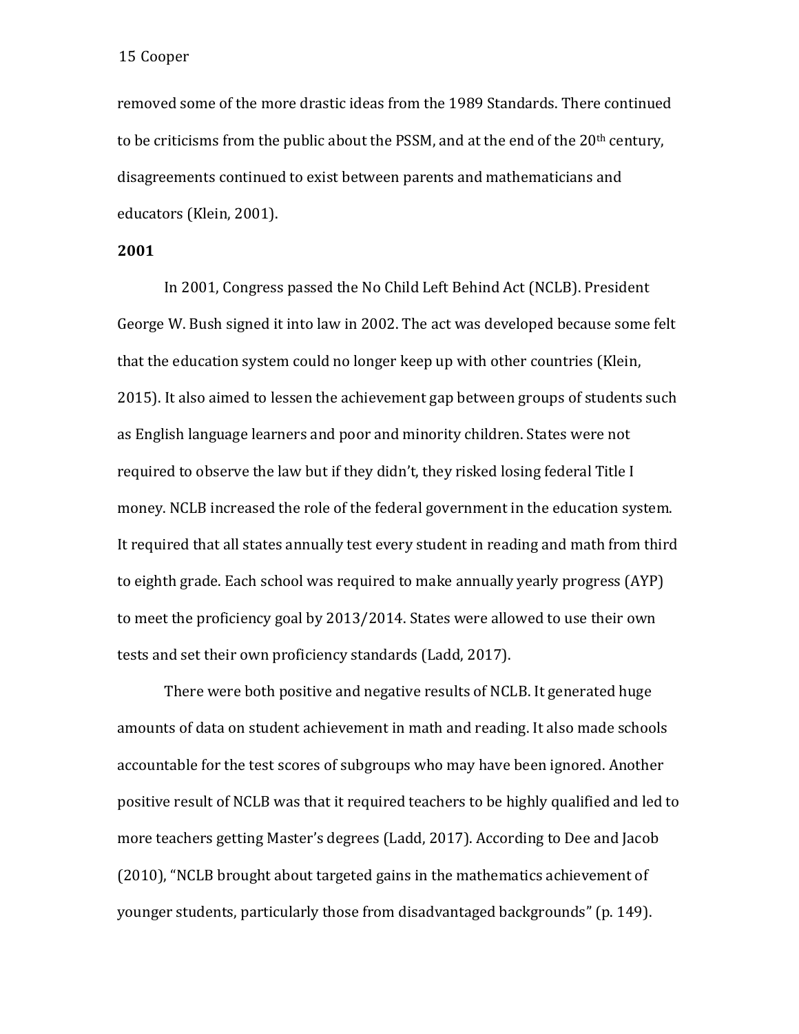removed some of the more drastic ideas from the 1989 Standards. There continued to be criticisms from the public about the PSSM, and at the end of the 20th century, disagreements continued to exist between parents and mathematicians and educators (Klein, 2001).

**2001**

In 2001, Congress passed the No Child Left Behind Act (NCLB). President George W. Bush signed it into law in 2002. The act was developed because some felt that the education system could no longer keep up with other countries (Klein, 2015). It also aimed to lessen the achievement gap between groups of students such as English language learners and poor and minority children. States were not required to observe the law but if they didn't, they risked losing federal Title I money. NCLB increased the role of the federal government in the education system. It required that all states annually test every student in reading and math from third to eighth grade. Each school was required to make annually yearly progress (AYP) to meet the proficiency goal by 2013/2014. States were allowed to use their own tests and set their own proficiency standards (Ladd, 2017).

There were both positive and negative results of NCLB. It generated huge amounts of data on student achievement in math and reading. It also made schools accountable for the test scores of subgroups who may have been ignored. Another positive result of NCLB was that it required teachers to be highly qualified and led to more teachers getting Master's degrees (Ladd, 2017). According to Dee and Jacob (2010), "NCLB brought about targeted gains in the mathematics achievement of younger students, particularly those from disadvantaged backgrounds" (p. 149).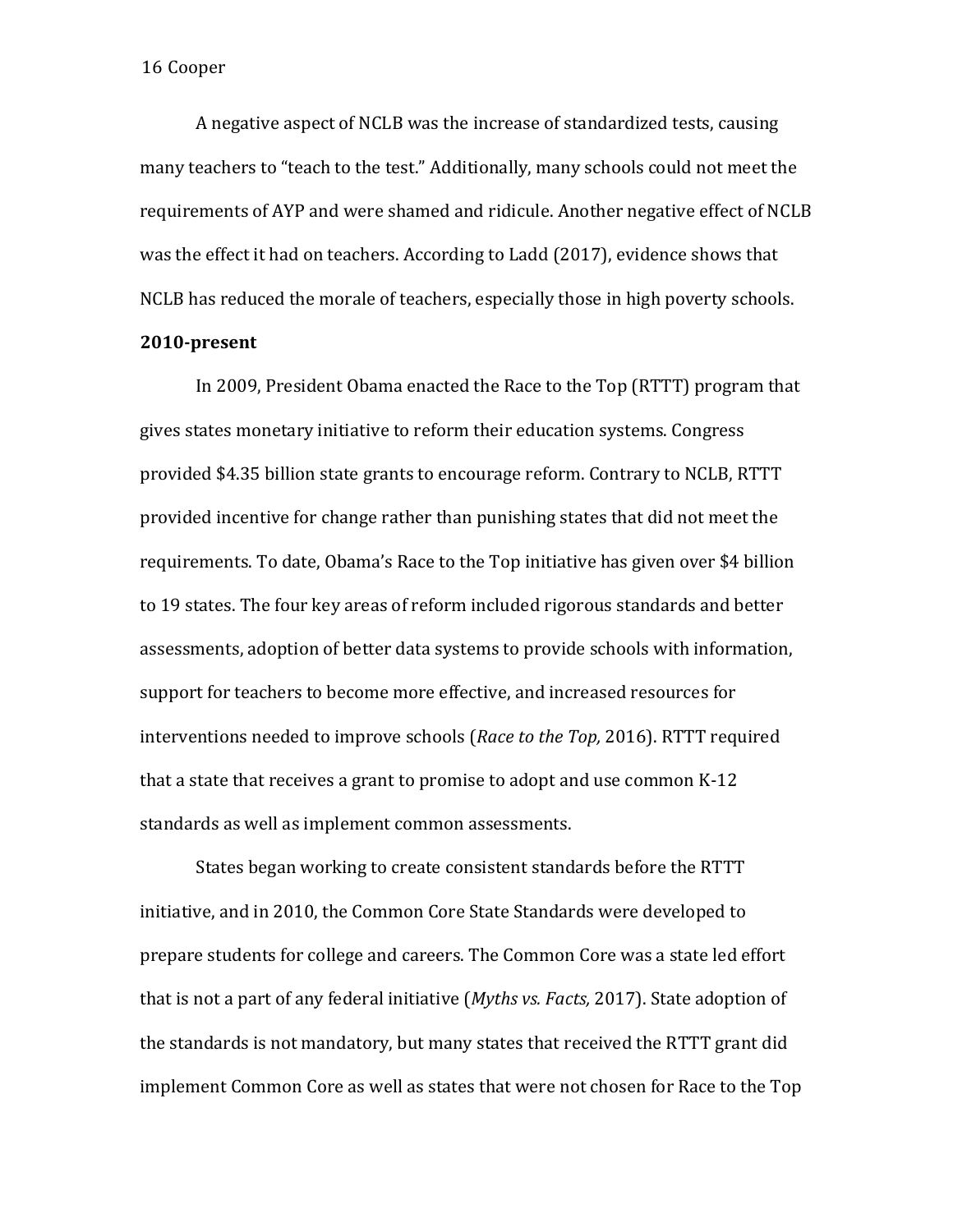A negative aspect of NCLB was the increase of standardized tests, causing many teachers to "teach to the test." Additionally, many schools could not meet the requirements of AYP and were shamed and ridicule. Another negative effect of NCLB was the effect it had on teachers. According to Ladd (2017), evidence shows that NCLB has reduced the morale of teachers, especially those in high poverty schools.

**2010-present**

In 2009, President Obama enacted the Race to the Top (RTTT) program that gives states monetary initiative to reform their education systems. Congress provided $4.35 billion state grants to encourage reform. Contrary to NCLB, RTTT provided incentive for change rather than punishing states that did not meet the requirements. To date, Obama's Race to the Top initiative has given over $4 billion to 19 states. The four key areas of reform included rigorous standards and better assessments, adoption of better data systems to provide schools with information, support for teachers to become more effective, and increased resources for interventions needed to improve schools (*Race to the Top,* 2016). RTTT required that a state that receives a grant to promise to adopt and use common K-12 standards as well as implement common assessments.

States began working to create consistent standards before the RTTT initiative, and in 2010, the Common Core State Standards were developed to prepare students for college and careers. The Common Core was a state led effort that is not a part of any federal initiative (*Myths vs. Facts,* 2017). State adoption of the standards is not mandatory, but many states that received the RTTT grant did implement Common Core as well as states that were not chosen for Race to the Top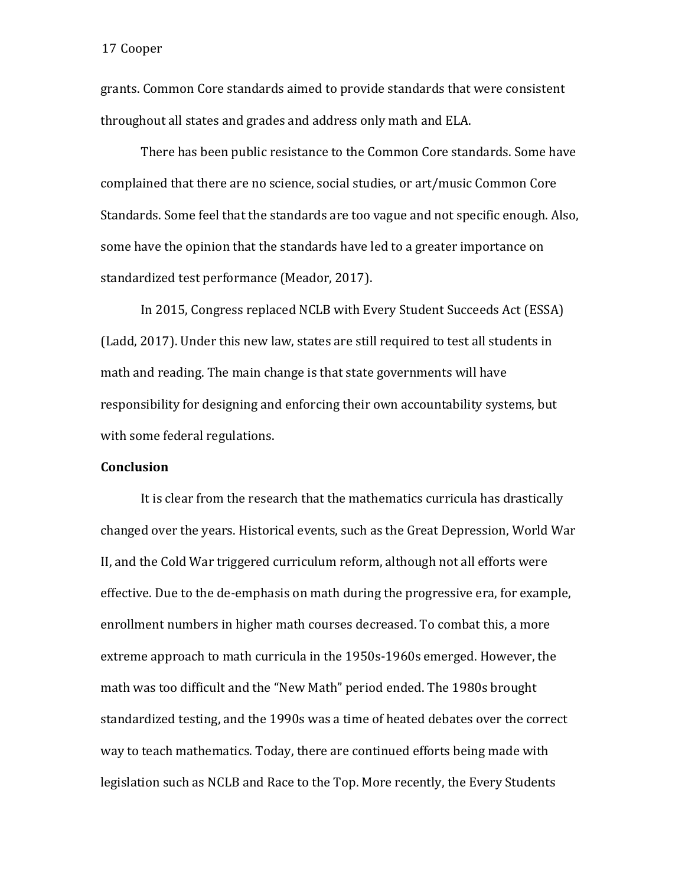grants. Common Core standards aimed to provide standards that were consistent throughout all states and grades and address only math and ELA.

There has been public resistance to the Common Core standards. Some have complained that there are no science, social studies, or art/music Common Core Standards. Some feel that the standards are too vague and not specific enough. Also, some have the opinion that the standards have led to a greater importance on standardized test performance (Meador, 2017).

In 2015, Congress replaced NCLB with Every Student Succeeds Act (ESSA) (Ladd, 2017). Under this new law, states are still required to test all students in math and reading. The main change is that state governments will have responsibility for designing and enforcing their own accountability systems, but with some federal regulations.

**Conclusion**

It is clear from the research that the mathematics curricula has drastically changed over the years. Historical events, such as the Great Depression, World War II, and the Cold War triggered curriculum reform, although not all efforts were effective. Due to the de-emphasis on math during the progressive era, for example, enrollment numbers in higher math courses decreased. To combat this, a more extreme approach to math curricula in the 1950s-1960s emerged. However, the math was too difficult and the "New Math" period ended. The 1980s brought standardized testing, and the 1990s was a time of heated debates over the correct way to teach mathematics. Today, there are continued efforts being made with legislation such as NCLB and Race to the Top. More recently, the Every Students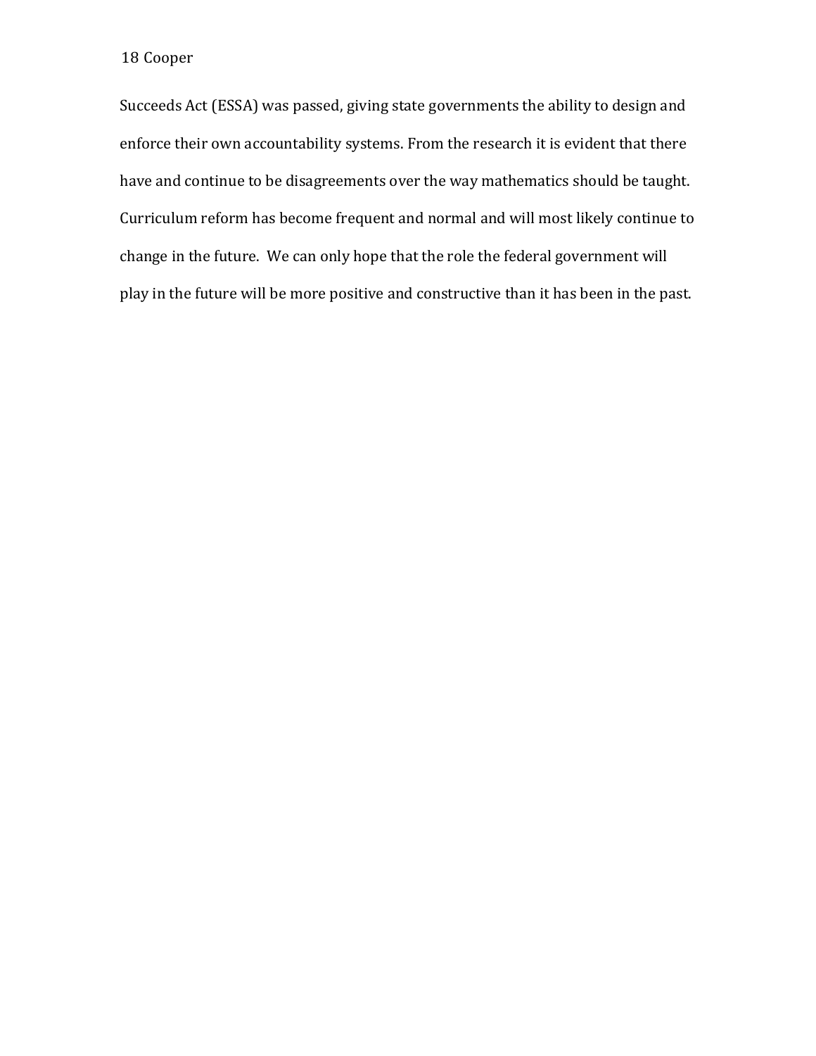Succeeds Act (ESSA) was passed, giving state governments the ability to design and enforce their own accountability systems. From the research it is evident that there have and continue to be disagreements over the way mathematics should be taught. Curriculum reform has become frequent and normal and will most likely continue to change in the future.  We can only hope that the role the federal government will play in the future will be more positive and constructive than it has been in the past.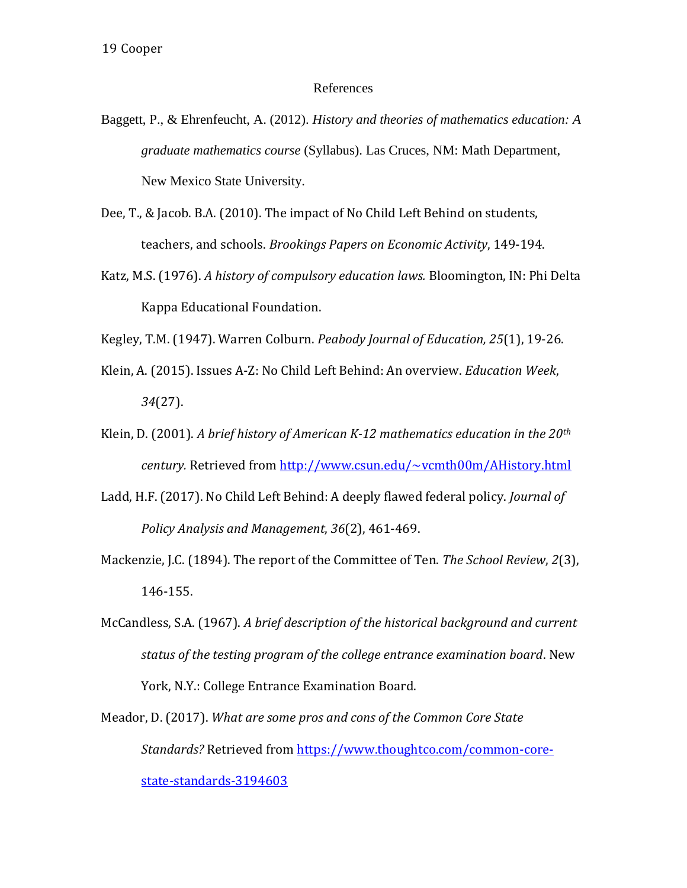## References

Baggett, P., & Ehrenfeucht, A. (2012). *History and theories of mathematics education: A graduate mathematics course* (Syllabus). Las Cruces, NM: Math Department, New Mexico State University.

Dee, T., & Jacob. B.A. (2010). The impact of No Child Left Behind on students, teachers, and schools. *Brookings Papers on Economic Activity*, 149-194.

Katz, M.S. (1976). *A history of compulsory education laws.* Bloomington, IN: Phi Delta Kappa Educational Foundation.

Kegley, T.M. (1947). Warren Colburn. *Peabody Journal of Education, 25*(1), 19-26.

Klein, A. (2015). Issues A-Z: No Child Left Behind: An overview. *Education Week*, *34*(27).

Klein, D. (2001). *A brief history of American K-12 mathematics education in the 20th century.* Retrieved from http://www.csun.edu/~vcmth00m/AHistory.html

Ladd, H.F. (2017). No Child Left Behind: A deeply flawed federal policy. *Journal of Policy Analysis and Management*, *36*(2), 461-469.

Mackenzie, J.C. (1894). The report of the Committee of Ten. *The School Review*, *2*(3), 146-155.

McCandless, S.A. (1967). *A brief description of the historical background and current status of the testing program of the college entrance examination board*. New York, N.Y.: College Entrance Examination Board.

Meador, D. (2017). *What are some pros and cons of the Common Core State Standards?* Retrieved from https://www.thoughtco.com/common-core-state-standards-3194603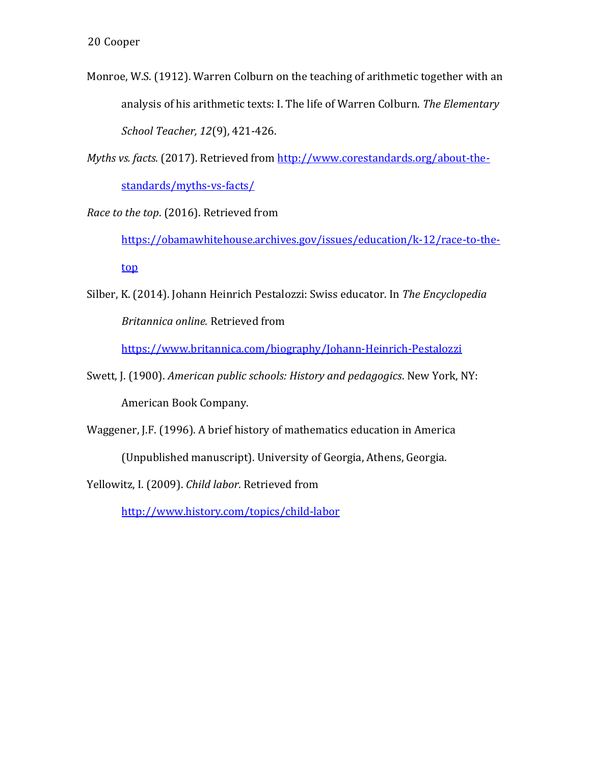Monroe, W.S. (1912). Warren Colburn on the teaching of arithmetic together with an analysis of his arithmetic texts: I. The life of Warren Colburn. *The Elementary School Teacher, 12*(9), 421-426.

*Myths vs. facts.* (2017). Retrieved from http://www.corestandards.org/about-the-standards/myths-vs-facts/

*Race to the top*. (2016). Retrieved from https://obamawhitehouse.archives.gov/issues/education/k-12/race-to-the-top

Silber, K. (2014). Johann Heinrich Pestalozzi: Swiss educator. In *The Encyclopedia Britannica online.* Retrieved from https://www.britannica.com/biography/Johann-Heinrich-Pestalozzi

Swett, J. (1900). *American public schools: History and pedagogics*. New York, NY: American Book Company.

Waggener, J.F. (1996). A brief history of mathematics education in America (Unpublished manuscript). University of Georgia, Athens, Georgia.

Yellowitz, I. (2009). *Child labor.* Retrieved from http://www.history.com/topics/child-labor